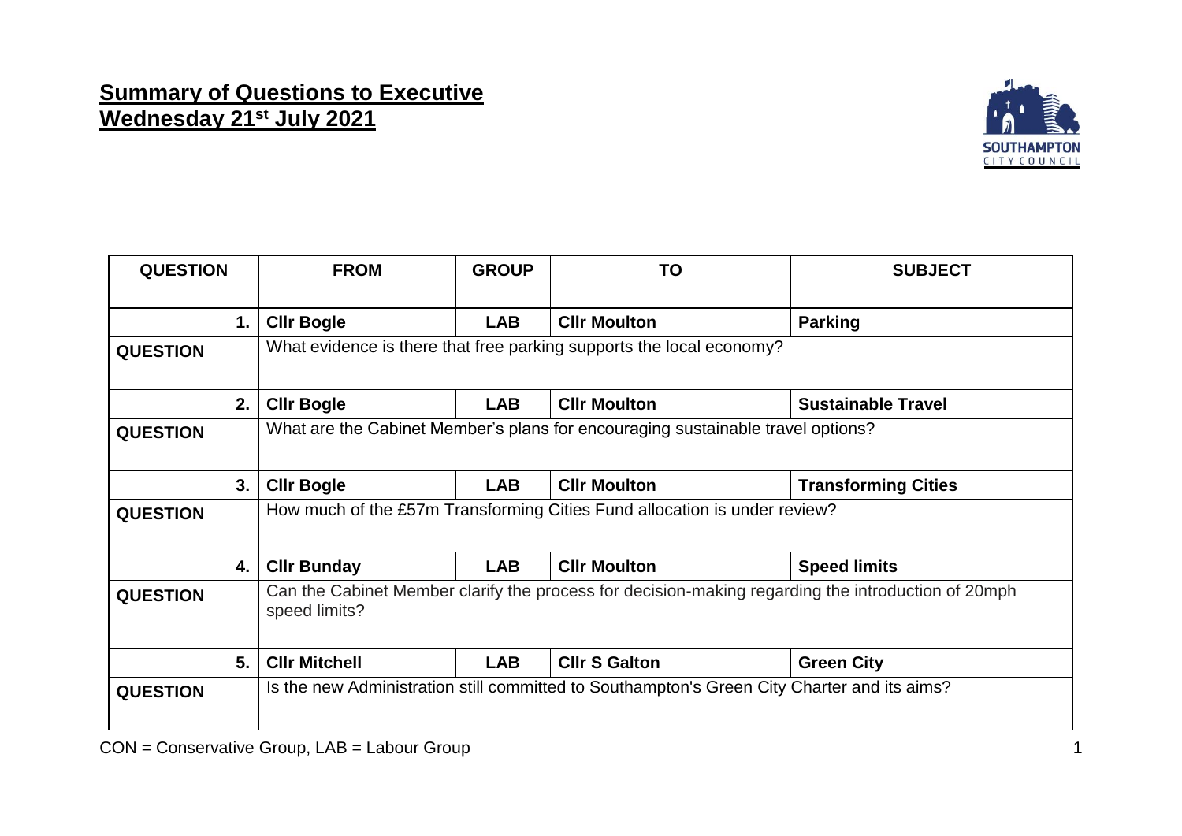# Summary of Questions to Executive
## Wednesday 21st July 2021

| QUESTION | FROM | GROUP | TO | SUBJECT |
|---|---|---|---|---|
| **1.** | **Cllr Bogle** | **LAB** | **Cllr Moulton** | **Parking** |
| **QUESTION** | What evidence is there that free parking supports the local economy? | | | |
| **2.** | **Cllr Bogle** | **LAB** | **Cllr Moulton** | **Sustainable Travel** |
| **QUESTION** | What are the Cabinet Member's plans for encouraging sustainable travel options? | | | |
| **3.** | **Cllr Bogle** | **LAB** | **Cllr Moulton** | **Transforming Cities** |
| **QUESTION** | How much of the £57m Transforming Cities Fund allocation is under review? | | | |
| **4.** | **Cllr Bunday** | **LAB** | **Cllr Moulton** | **Speed limits** |
| **QUESTION** | Can the Cabinet Member clarify the process for decision-making regarding the introduction of 20mph speed limits? | | | |
| **5.** | **Cllr Mitchell** | **LAB** | **Cllr S Galton** | **Green City** |
| **QUESTION** | Is the new Administration still committed to Southampton's Green City Charter and its aims? | | | |

CON = Conservative Group, LAB = Labour Group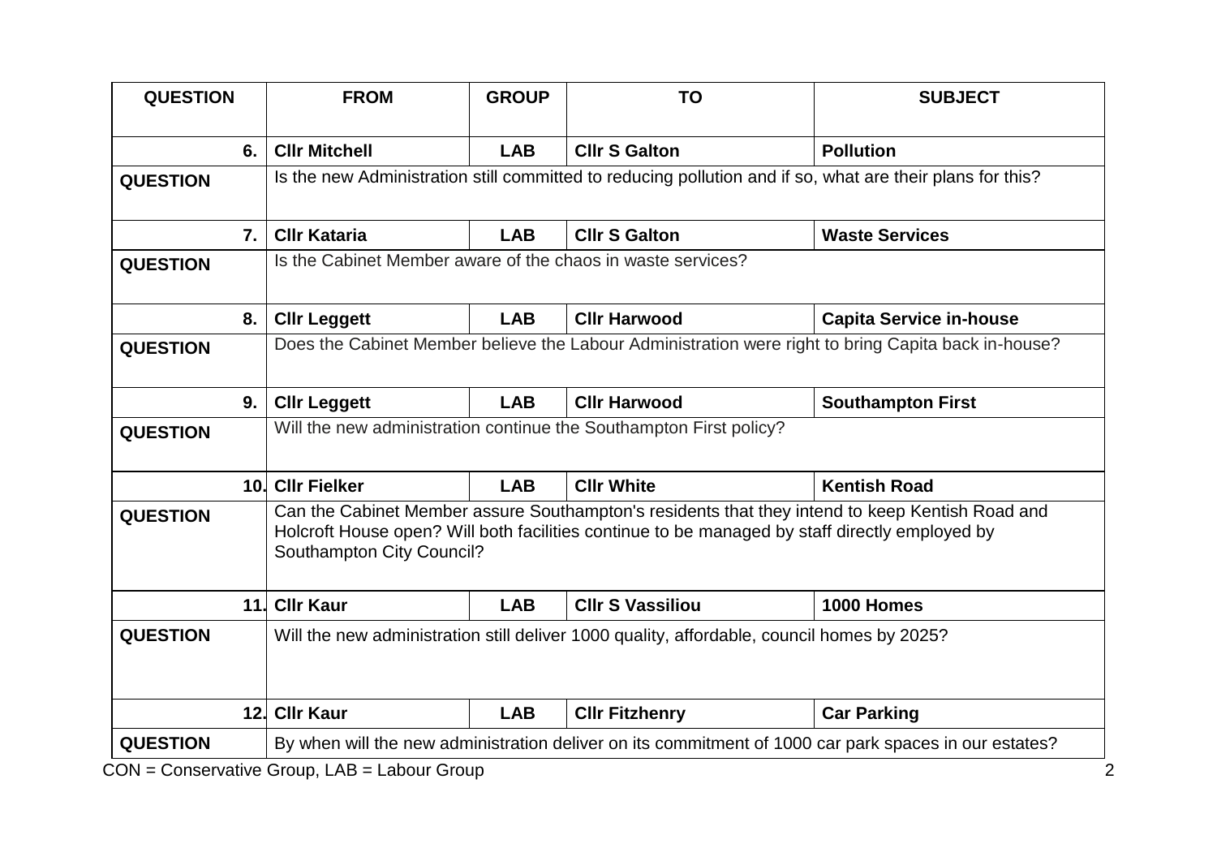| QUESTION | FROM | GROUP | TO | SUBJECT |
|---|---|---|---|---|
| 6. | Cllr Mitchell | LAB | Cllr S Galton | Pollution |
| QUESTION | Is the new Administration still committed to reducing pollution and if so, what are their plans for this? | | | |
| 7. | Cllr Kataria | LAB | Cllr S Galton | Waste Services |
| QUESTION | Is the Cabinet Member aware of the chaos in waste services? | | | |
| 8. | Cllr Leggett | LAB | Cllr Harwood | Capita Service in-house |
| QUESTION | Does the Cabinet Member believe the Labour Administration were right to bring Capita back in-house? | | | |
| 9. | Cllr Leggett | LAB | Cllr Harwood | Southampton First |
| QUESTION | Will the new administration continue the Southampton First policy? | | | |
| 10. | Cllr Fielker | LAB | Cllr White | Kentish Road |
| QUESTION | Can the Cabinet Member assure Southampton's residents that they intend to keep Kentish Road and Holcroft House open? Will both facilities continue to be managed by staff directly employed by Southampton City Council? | | | |
| 11. | Cllr Kaur | LAB | Cllr S Vassiliou | 1000 Homes |
| QUESTION | Will the new administration still deliver 1000 quality, affordable, council homes by 2025? | | | |
| 12. | Cllr Kaur | LAB | Cllr Fitzhenry | Car Parking |
| QUESTION | By when will the new administration deliver on its commitment of 1000 car park spaces in our estates? | | | |

CON = Conservative Group, LAB = Labour Group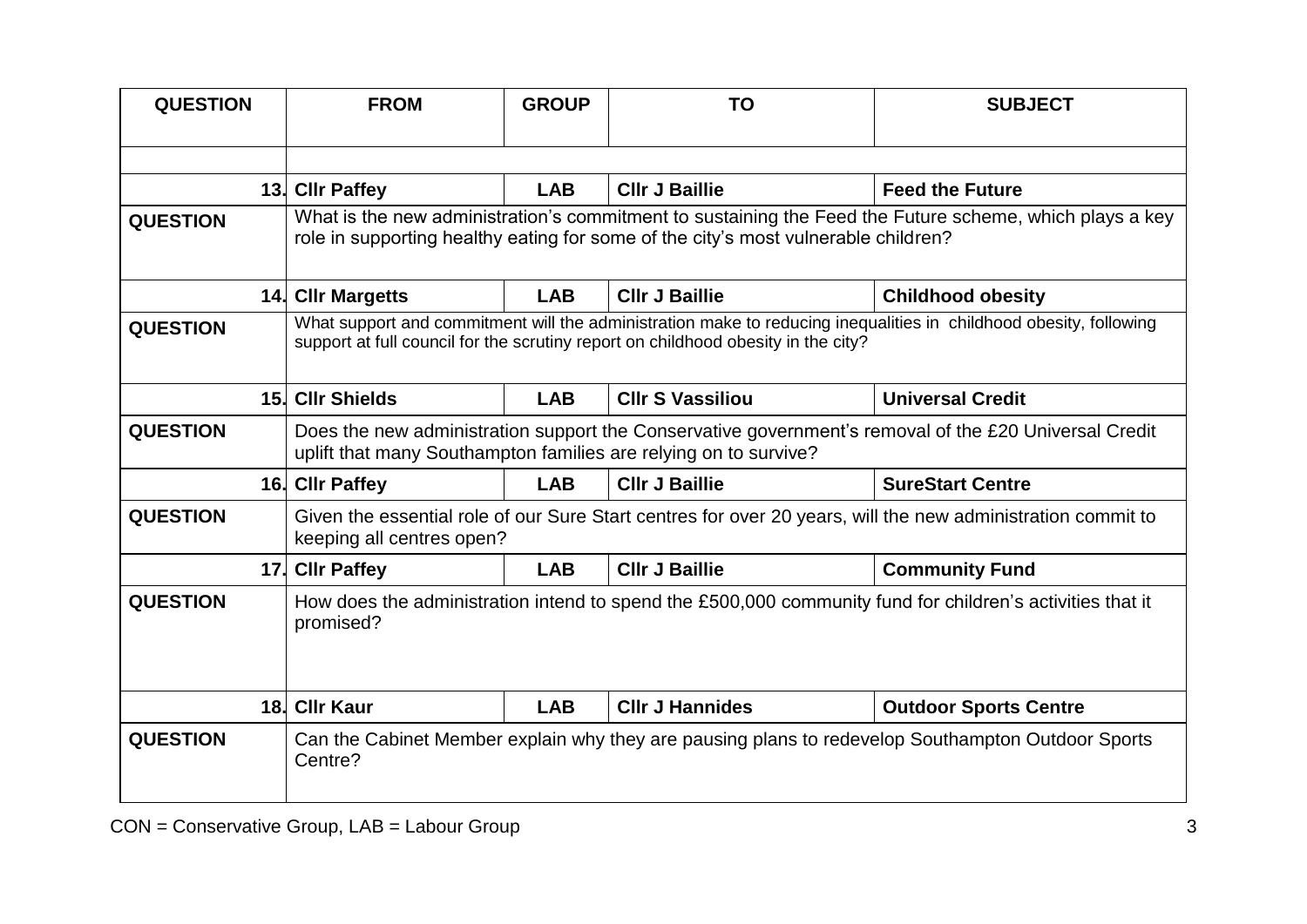| QUESTION | FROM | GROUP | TO | SUBJECT |
|---|---|---|---|---|
| | | | | |
| 13. | Cllr Paffey | LAB | Cllr J Baillie | Feed the Future |
| **QUESTION** | What is the new administration's commitment to sustaining the Feed the Future scheme, which plays a key role in supporting healthy eating for some of the city's most vulnerable children? | | | |
| 14. | Cllr Margetts | LAB | Cllr J Baillie | Childhood obesity |
| **QUESTION** | What support and commitment will the administration make to reducing inequalities in childhood obesity, following support at full council for the scrutiny report on childhood obesity in the city? | | | |
| 15. | Cllr Shields | LAB | Cllr S Vassiliou | Universal Credit |
| **QUESTION** | Does the new administration support the Conservative government's removal of the £20 Universal Credit uplift that many Southampton families are relying on to survive? | | | |
| 16. | Cllr Paffey | LAB | Cllr J Baillie | SureStart Centre |
| **QUESTION** | Given the essential role of our Sure Start centres for over 20 years, will the new administration commit to keeping all centres open? | | | |
| 17. | Cllr Paffey | LAB | Cllr J Baillie | Community Fund |
| **QUESTION** | How does the administration intend to spend the £500,000 community fund for children's activities that it promised? | | | |
| 18. | Cllr Kaur | LAB | Cllr J Hannides | Outdoor Sports Centre |
| **QUESTION** | Can the Cabinet Member explain why they are pausing plans to redevelop Southampton Outdoor Sports Centre? | | | |

CON = Conservative Group, LAB = Labour Group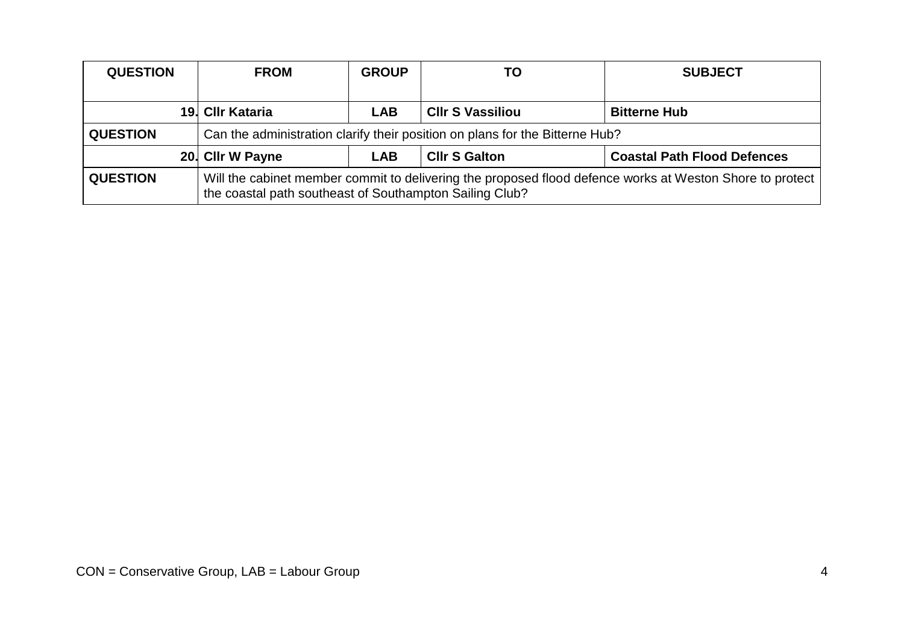| QUESTION | FROM | GROUP | TO | SUBJECT |
|---|---|---|---|---|
| 19. | **Cllr Kataria** | **LAB** | **Cllr S Vassiliou** | **Bitterne Hub** |
| **QUESTION** | Can the administration clarify their position on plans for the Bitterne Hub? | | | |
| 20. | **Cllr W Payne** | **LAB** | **Cllr S Galton** | **Coastal Path Flood Defences** |
| **QUESTION** | Will the cabinet member commit to delivering the proposed flood defence works at Weston Shore to protect the coastal path southeast of Southampton Sailing Club? | | | |

CON = Conservative Group, LAB = Labour Group